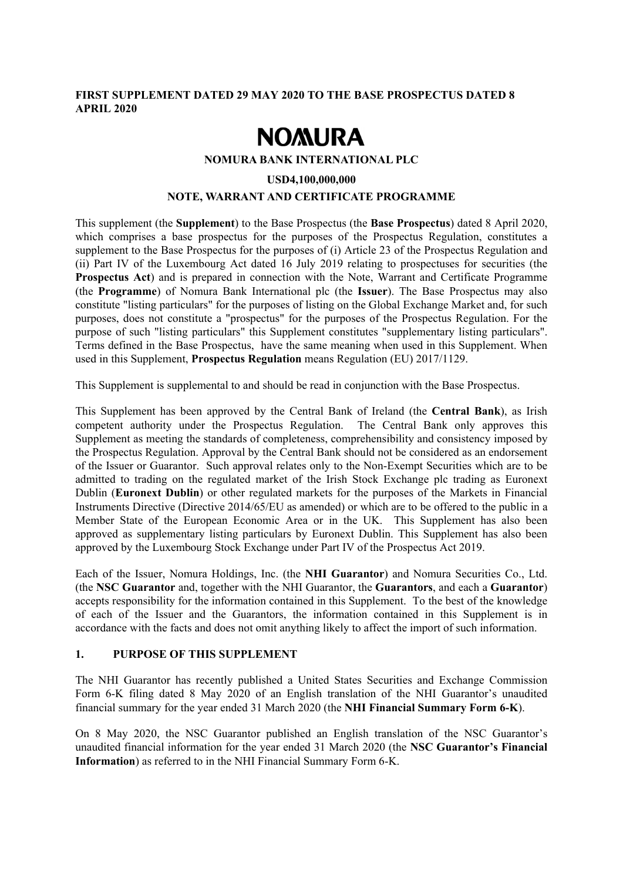**FIRST SUPPLEMENT DATED 29 MAY 2020 TO THE BASE PROSPECTUS DATED 8 APRIL 2020**

# NOMURA

**NOMURA BANK INTERNATIONAL PLC**

**USD4,100,000,000**

**NOTE, WARRANT AND CERTIFICATE PROGRAMME**

This supplement (the **Supplement**) to the Base Prospectus (the **Base Prospectus**) dated 8 April 2020, which comprises a base prospectus for the purposes of the Prospectus Regulation, constitutes a supplement to the Base Prospectus for the purposes of (i) Article 23 of the Prospectus Regulation and (ii) Part IV of the Luxembourg Act dated 16 July 2019 relating to prospectuses for securities (the **Prospectus Act**) and is prepared in connection with the Note, Warrant and Certificate Programme (the **Programme**) of Nomura Bank International plc (the **Issuer**). The Base Prospectus may also constitute "listing particulars" for the purposes of listing on the Global Exchange Market and, for such purposes, does not constitute a "prospectus" for the purposes of the Prospectus Regulation. For the purpose of such "listing particulars" this Supplement constitutes "supplementary listing particulars". Terms defined in the Base Prospectus, have the same meaning when used in this Supplement. When used in this Supplement, **Prospectus Regulation** means Regulation (EU) 2017/1129.

This Supplement is supplemental to and should be read in conjunction with the Base Prospectus.

This Supplement has been approved by the Central Bank of Ireland (the **Central Bank**), as Irish competent authority under the Prospectus Regulation. The Central Bank only approves this Supplement as meeting the standards of completeness, comprehensibility and consistency imposed by the Prospectus Regulation. Approval by the Central Bank should not be considered as an endorsement of the Issuer or Guarantor. Such approval relates only to the Non-Exempt Securities which are to be admitted to trading on the regulated market of the Irish Stock Exchange plc trading as Euronext Dublin (**Euronext Dublin**) or other regulated markets for the purposes of the Markets in Financial Instruments Directive (Directive 2014/65/EU as amended) or which are to be offered to the public in a Member State of the European Economic Area or in the UK. This Supplement has also been approved as supplementary listing particulars by Euronext Dublin. This Supplement has also been approved by the Luxembourg Stock Exchange under Part IV of the Prospectus Act 2019.

Each of the Issuer, Nomura Holdings, Inc. (the **NHI Guarantor**) and Nomura Securities Co., Ltd. (the **NSC Guarantor** and, together with the NHI Guarantor, the **Guarantors**, and each a **Guarantor**) accepts responsibility for the information contained in this Supplement. To the best of the knowledge of each of the Issuer and the Guarantors, the information contained in this Supplement is in accordance with the facts and does not omit anything likely to affect the import of such information.

## 1. PURPOSE OF THIS SUPPLEMENT

The NHI Guarantor has recently published a United States Securities and Exchange Commission Form 6-K filing dated 8 May 2020 of an English translation of the NHI Guarantor's unaudited financial summary for the year ended 31 March 2020 (the **NHI Financial Summary Form 6-K**).

On 8 May 2020, the NSC Guarantor published an English translation of the NSC Guarantor's unaudited financial information for the year ended 31 March 2020 (the **NSC Guarantor's Financial Information**) as referred to in the NHI Financial Summary Form 6-K.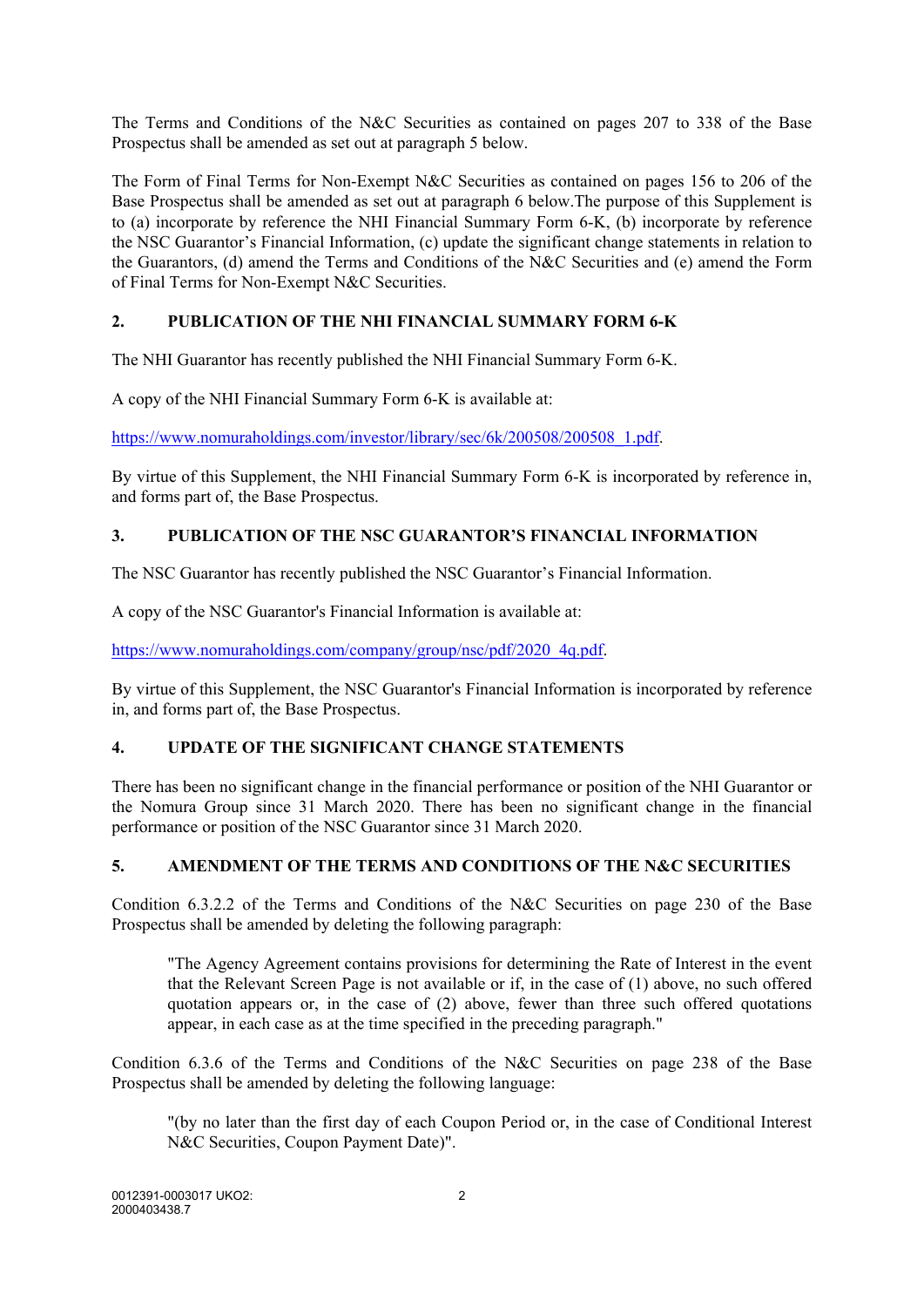The Terms and Conditions of the N&C Securities as contained on pages 207 to 338 of the Base Prospectus shall be amended as set out at paragraph 5 below.

The Form of Final Terms for Non-Exempt N&C Securities as contained on pages 156 to 206 of the Base Prospectus shall be amended as set out at paragraph 6 below.The purpose of this Supplement is to (a) incorporate by reference the NHI Financial Summary Form 6-K, (b) incorporate by reference the NSC Guarantor's Financial Information, (c) update the significant change statements in relation to the Guarantors, (d) amend the Terms and Conditions of the N&C Securities and (e) amend the Form of Final Terms for Non-Exempt N&C Securities.

## 2. PUBLICATION OF THE NHI FINANCIAL SUMMARY FORM 6-K

The NHI Guarantor has recently published the NHI Financial Summary Form 6-K.

A copy of the NHI Financial Summary Form 6-K is available at:

https://www.nomuraholdings.com/investor/library/sec/6k/200508/200508_1.pdf.

By virtue of this Supplement, the NHI Financial Summary Form 6-K is incorporated by reference in, and forms part of, the Base Prospectus.

## 3. PUBLICATION OF THE NSC GUARANTOR'S FINANCIAL INFORMATION

The NSC Guarantor has recently published the NSC Guarantor's Financial Information.

A copy of the NSC Guarantor's Financial Information is available at:

https://www.nomuraholdings.com/company/group/nsc/pdf/2020_4q.pdf.

By virtue of this Supplement, the NSC Guarantor's Financial Information is incorporated by reference in, and forms part of, the Base Prospectus.

## 4. UPDATE OF THE SIGNIFICANT CHANGE STATEMENTS

There has been no significant change in the financial performance or position of the NHI Guarantor or the Nomura Group since 31 March 2020. There has been no significant change in the financial performance or position of the NSC Guarantor since 31 March 2020.

## 5. AMENDMENT OF THE TERMS AND CONDITIONS OF THE N&C SECURITIES

Condition 6.3.2.2 of the Terms and Conditions of the N&C Securities on page 230 of the Base Prospectus shall be amended by deleting the following paragraph:

> "The Agency Agreement contains provisions for determining the Rate of Interest in the event that the Relevant Screen Page is not available or if, in the case of (1) above, no such offered quotation appears or, in the case of (2) above, fewer than three such offered quotations appear, in each case as at the time specified in the preceding paragraph."

Condition 6.3.6 of the Terms and Conditions of the N&C Securities on page 238 of the Base Prospectus shall be amended by deleting the following language:

> "(by no later than the first day of each Coupon Period or, in the case of Conditional Interest N&C Securities, Coupon Payment Date)".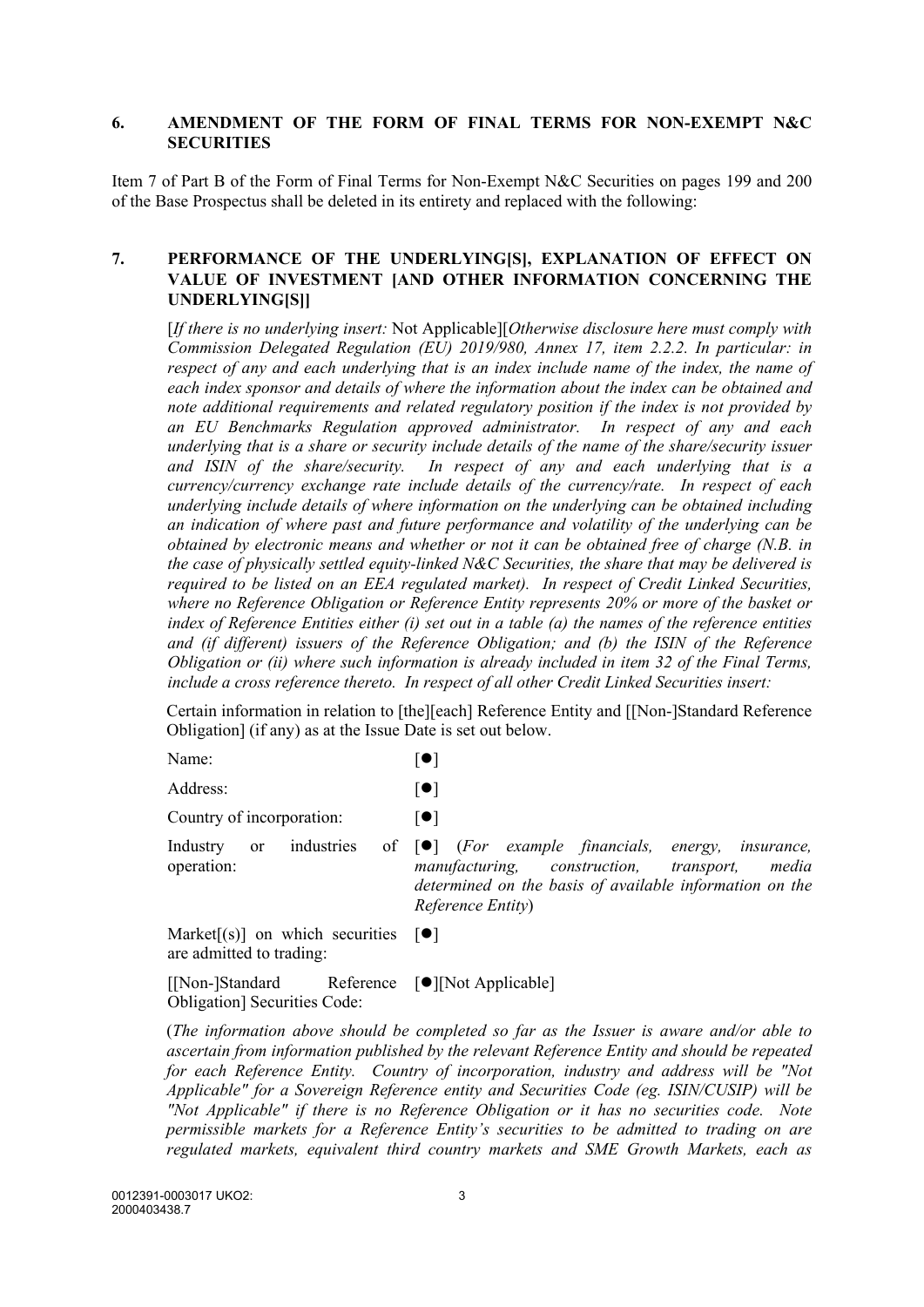## 6. AMENDMENT OF THE FORM OF FINAL TERMS FOR NON-EXEMPT N&C SECURITIES

Item 7 of Part B of the Form of Final Terms for Non-Exempt N&C Securities on pages 199 and 200 of the Base Prospectus shall be deleted in its entirety and replaced with the following:

### 7. PERFORMANCE OF THE UNDERLYING[S], EXPLANATION OF EFFECT ON VALUE OF INVESTMENT [AND OTHER INFORMATION CONCERNING THE UNDERLYING[S]]

[*If there is no underlying insert:* Not Applicable][*Otherwise disclosure here must comply with Commission Delegated Regulation (EU) 2019/980, Annex 17, item 2.2.2. In particular: in respect of any and each underlying that is an index include name of the index, the name of each index sponsor and details of where the information about the index can be obtained and note additional requirements and related regulatory position if the index is not provided by an EU Benchmarks Regulation approved administrator. In respect of any and each underlying that is a share or security include details of the name of the share/security issuer and ISIN of the share/security. In respect of any and each underlying that is a currency/currency exchange rate include details of the currency/rate. In respect of each underlying include details of where information on the underlying can be obtained including an indication of where past and future performance and volatility of the underlying can be obtained by electronic means and whether or not it can be obtained free of charge (N.B. in the case of physically settled equity-linked N&C Securities, the share that may be delivered is required to be listed on an EEA regulated market). In respect of Credit Linked Securities, where no Reference Obligation or Reference Entity represents 20% or more of the basket or index of Reference Entities either (i) set out in a table (a) the names of the reference entities and (if different) issuers of the Reference Obligation; and (b) the ISIN of the Reference Obligation or (ii) where such information is already included in item 32 of the Final Terms, include a cross reference thereto. In respect of all other Credit Linked Securities insert:*

Certain information in relation to [the][each] Reference Entity and [[Non-]Standard Reference Obligation] (if any) as at the Issue Date is set out below.

| | |
|---|---|
| Name: | [●] |
| Address: | [●] |
| Country of incorporation: | [●] |
| Industry or industries of operation: | [●] (*For example financials, energy, insurance, manufacturing, construction, transport, media determined on the basis of available information on the Reference Entity*) |
| Market[(s)] on which securities are admitted to trading: | [●] |
| [[Non-]Standard Reference Obligation] Securities Code: | [●][Not Applicable] |

(*The information above should be completed so far as the Issuer is aware and/or able to ascertain from information published by the relevant Reference Entity and should be repeated for each Reference Entity. Country of incorporation, industry and address will be "Not Applicable" for a Sovereign Reference entity and Securities Code (eg. ISIN/CUSIP) will be "Not Applicable" if there is no Reference Obligation or it has no securities code. Note permissible markets for a Reference Entity's securities to be admitted to trading on are regulated markets, equivalent third country markets and SME Growth Markets, each as*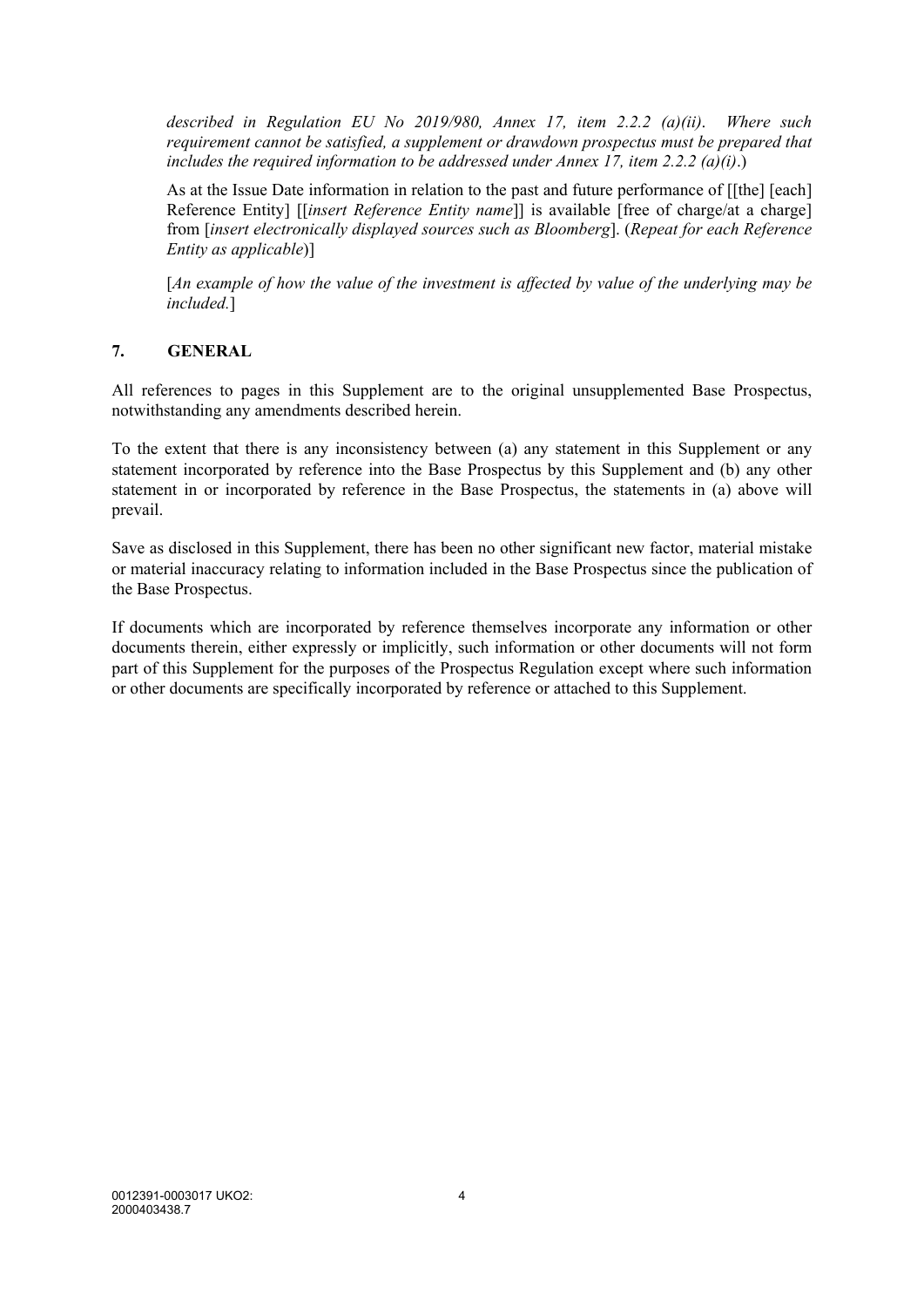*described in Regulation EU No 2019/980, Annex 17, item 2.2.2 (a)(ii). Where such requirement cannot be satisfied, a supplement or drawdown prospectus must be prepared that includes the required information to be addressed under Annex 17, item 2.2.2 (a)(i).*)

As at the Issue Date information in relation to the past and future performance of [[the] [each] Reference Entity] [[*insert Reference Entity name*]] is available [free of charge/at a charge] from [*insert electronically displayed sources such as Bloomberg*]. (*Repeat for each Reference Entity as applicable*)]

[*An example of how the value of the investment is affected by value of the underlying may be included.*]

## 7. GENERAL

All references to pages in this Supplement are to the original unsupplemented Base Prospectus, notwithstanding any amendments described herein.

To the extent that there is any inconsistency between (a) any statement in this Supplement or any statement incorporated by reference into the Base Prospectus by this Supplement and (b) any other statement in or incorporated by reference in the Base Prospectus, the statements in (a) above will prevail.

Save as disclosed in this Supplement, there has been no other significant new factor, material mistake or material inaccuracy relating to information included in the Base Prospectus since the publication of the Base Prospectus.

If documents which are incorporated by reference themselves incorporate any information or other documents therein, either expressly or implicitly, such information or other documents will not form part of this Supplement for the purposes of the Prospectus Regulation except where such information or other documents are specifically incorporated by reference or attached to this Supplement.

0012391-0003017 UKO2: 2000403438.7